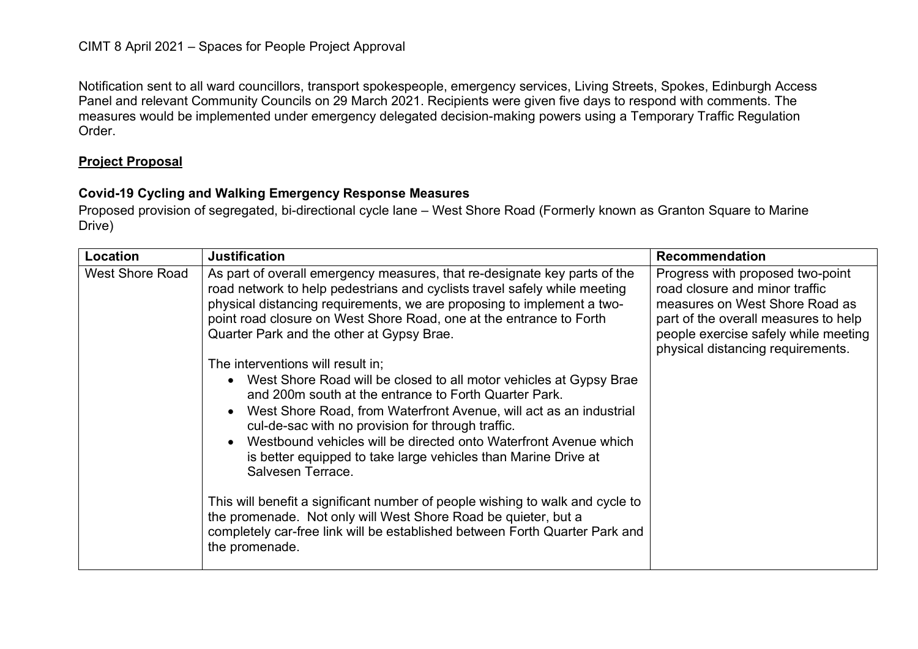CIMT 8 April 2021 – Spaces for People Project Approval

Notification sent to all ward councillors, transport spokespeople, emergency services, Living Streets, Spokes, Edinburgh Access Panel and relevant Community Councils on 29 March 2021. Recipients were given five days to respond with comments. The measures would be implemented under emergency delegated decision-making powers using a Temporary Traffic Regulation Order.

**Project Proposal**

**Covid-19 Cycling and Walking Emergency Response Measures**

Proposed provision of segregated, bi-directional cycle lane – West Shore Road (Formerly known as Granton Square to Marine Drive)

| Location | Justification | Recommendation |
|---|---|---|
| West Shore Road | As part of overall emergency measures, that re-designate key parts of the road network to help pedestrians and cyclists travel safely while meeting physical distancing requirements, we are proposing to implement a two-point road closure on West Shore Road, one at the entrance to Forth Quarter Park and the other at Gypsy Brae.<br><br>The interventions will result in;<br>• West Shore Road will be closed to all motor vehicles at Gypsy Brae and 200m south at the entrance to Forth Quarter Park.<br>• West Shore Road, from Waterfront Avenue, will act as an industrial cul-de-sac with no provision for through traffic.<br>• Westbound vehicles will be directed onto Waterfront Avenue which is better equipped to take large vehicles than Marine Drive at Salvesen Terrace.<br><br>This will benefit a significant number of people wishing to walk and cycle to the promenade. Not only will West Shore Road be quieter, but a completely car-free link will be established between Forth Quarter Park and the promenade. | Progress with proposed two-point road closure and minor traffic measures on West Shore Road as part of the overall measures to help people exercise safely while meeting physical distancing requirements. |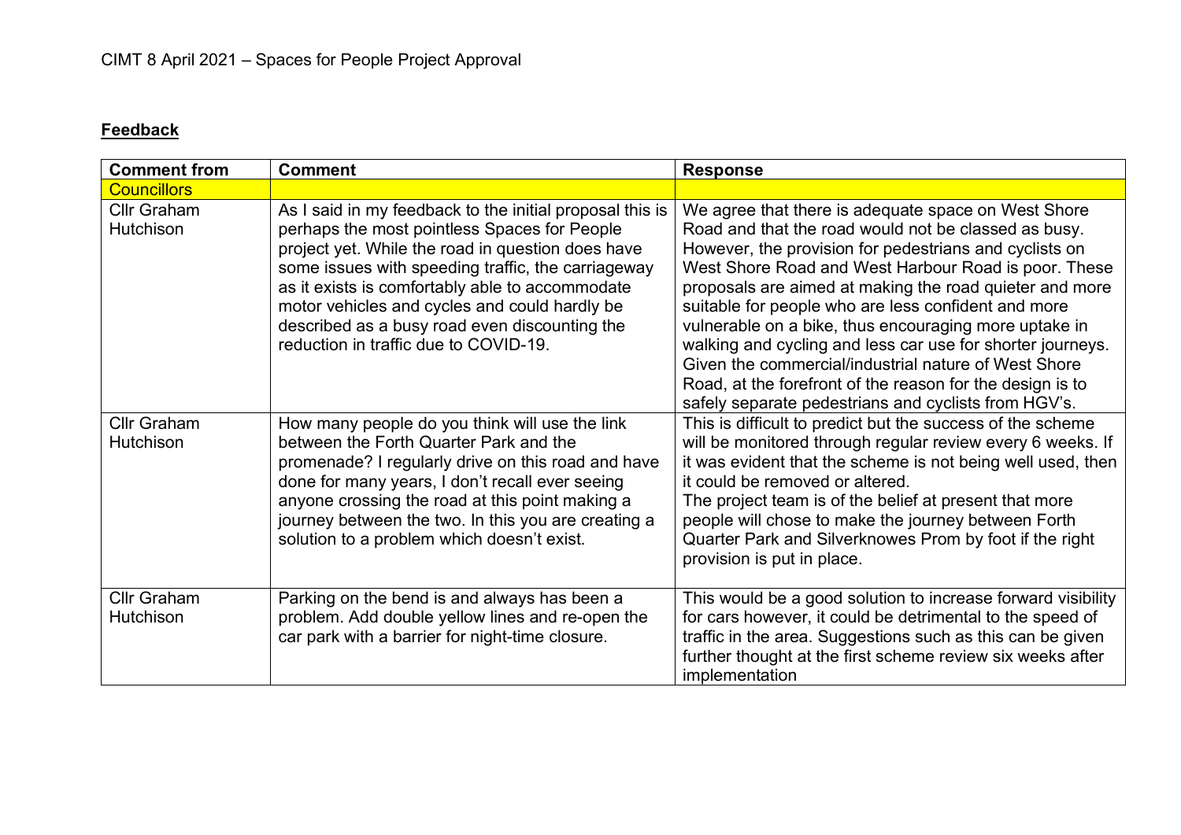CIMT 8 April 2021 – Spaces for People Project Approval

**Feedback**

| Comment from | Comment | Response |
|---|---|---|
| Councillors | | |
| Cllr Graham Hutchison | As I said in my feedback to the initial proposal this is perhaps the most pointless Spaces for People project yet. While the road in question does have some issues with speeding traffic, the carriageway as it exists is comfortably able to accommodate motor vehicles and cycles and could hardly be described as a busy road even discounting the reduction in traffic due to COVID-19. | We agree that there is adequate space on West Shore Road and that the road would not be classed as busy. However, the provision for pedestrians and cyclists on West Shore Road and West Harbour Road is poor. These proposals are aimed at making the road quieter and more suitable for people who are less confident and more vulnerable on a bike, thus encouraging more uptake in walking and cycling and less car use for shorter journeys. Given the commercial/industrial nature of West Shore Road, at the forefront of the reason for the design is to safely separate pedestrians and cyclists from HGV's. |
| Cllr Graham Hutchison | How many people do you think will use the link between the Forth Quarter Park and the promenade? I regularly drive on this road and have done for many years, I don't recall ever seeing anyone crossing the road at this point making a journey between the two. In this you are creating a solution to a problem which doesn't exist. | This is difficult to predict but the success of the scheme will be monitored through regular review every 6 weeks. If it was evident that the scheme is not being well used, then it could be removed or altered.<br>The project team is of the belief at present that more people will chose to make the journey between Forth Quarter Park and Silverknowes Prom by foot if the right provision is put in place. |
| Cllr Graham Hutchison | Parking on the bend is and always has been a problem. Add double yellow lines and re-open the car park with a barrier for night-time closure. | This would be a good solution to increase forward visibility for cars however, it could be detrimental to the speed of traffic in the area. Suggestions such as this can be given further thought at the first scheme review six weeks after implementation |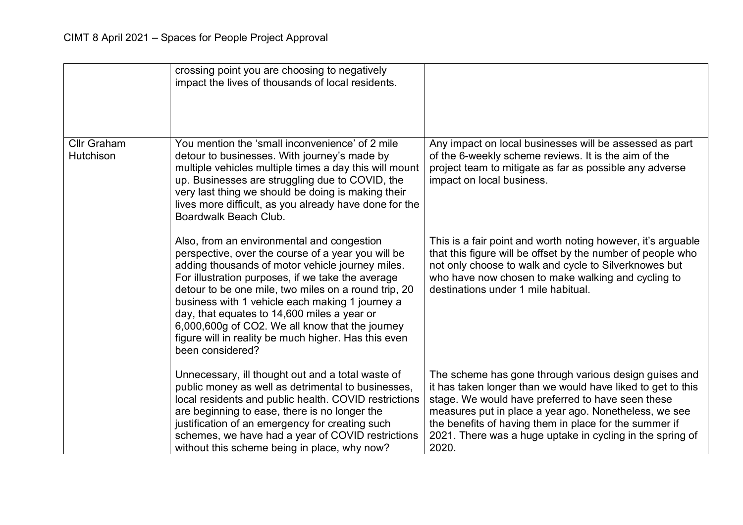| | | |
|---|---|---|
| | crossing point you are choosing to negatively impact the lives of thousands of local residents. | |
| Cllr Graham Hutchison | You mention the 'small inconvenience' of 2 mile detour to businesses. With journey's made by multiple vehicles multiple times a day this will mount up. Businesses are struggling due to COVID, the very last thing we should be doing is making their lives more difficult, as you already have done for the Boardwalk Beach Club. | Any impact on local businesses will be assessed as part of the 6-weekly scheme reviews. It is the aim of the project team to mitigate as far as possible any adverse impact on local business. |
| | Also, from an environmental and congestion perspective, over the course of a year you will be adding thousands of motor vehicle journey miles. For illustration purposes, if we take the average detour to be one mile, two miles on a round trip, 20 business with 1 vehicle each making 1 journey a day, that equates to 14,600 miles a year or 6,000,600g of CO2. We all know that the journey figure will in reality be much higher. Has this even been considered? | This is a fair point and worth noting however, it's arguable that this figure will be offset by the number of people who not only choose to walk and cycle to Silverknowes but who have now chosen to make walking and cycling to destinations under 1 mile habitual. |
| | Unnecessary, ill thought out and a total waste of public money as well as detrimental to businesses, local residents and public health. COVID restrictions are beginning to ease, there is no longer the justification of an emergency for creating such schemes, we have had a year of COVID restrictions without this scheme being in place, why now? | The scheme has gone through various design guises and it has taken longer than we would have liked to get to this stage. We would have preferred to have seen these measures put in place a year ago. Nonetheless, we see the benefits of having them in place for the summer if 2021. There was a huge uptake in cycling in the spring of 2020. |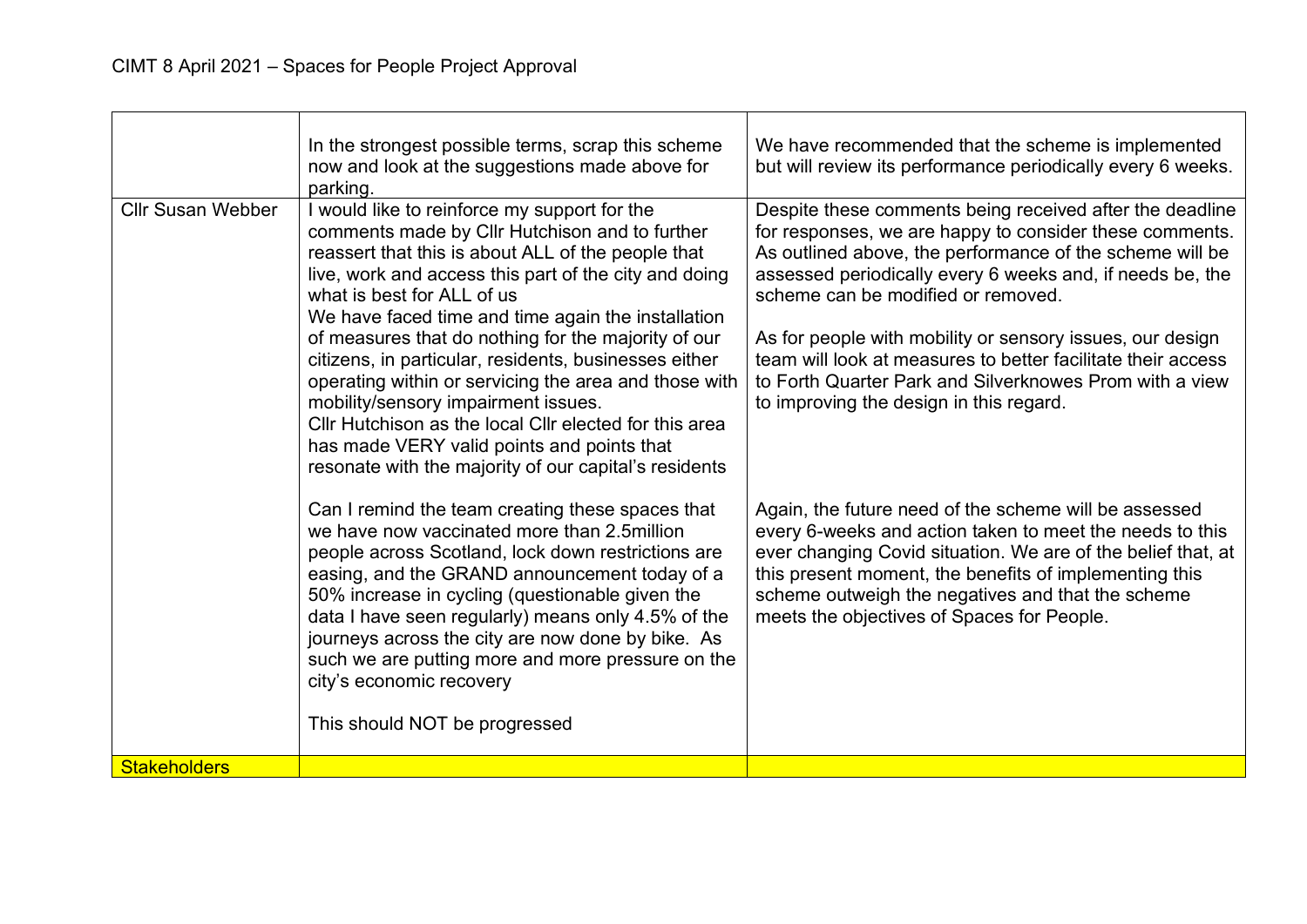| | | |
|---|---|---|
| | In the strongest possible terms, scrap this scheme now and look at the suggestions made above for parking. | We have recommended that the scheme is implemented but will review its performance periodically every 6 weeks. |
| Cllr Susan Webber | I would like to reinforce my support for the comments made by Cllr Hutchison and to further reassert that this is about ALL of the people that live, work and access this part of the city and doing what is best for ALL of us<br>We have faced time and time again the installation of measures that do nothing for the majority of our citizens, in particular, residents, businesses either operating within or servicing the area and those with mobility/sensory impairment issues.<br>Cllr Hutchison as the local Cllr elected for this area has made VERY valid points and points that resonate with the majority of our capital's residents<br><br>Can I remind the team creating these spaces that we have now vaccinated more than 2.5million people across Scotland, lock down restrictions are easing, and the GRAND announcement today of a 50% increase in cycling (questionable given the data I have seen regularly) means only 4.5% of the journeys across the city are now done by bike. As such we are putting more and more pressure on the city's economic recovery<br><br>This should NOT be progressed | Despite these comments being received after the deadline for responses, we are happy to consider these comments. As outlined above, the performance of the scheme will be assessed periodically every 6 weeks and, if needs be, the scheme can be modified or removed.<br><br>As for people with mobility or sensory issues, our design team will look at measures to better facilitate their access to Forth Quarter Park and Silverknowes Prom with a view to improving the design in this regard.<br><br>Again, the future need of the scheme will be assessed every 6-weeks and action taken to meet the needs to this ever changing Covid situation. We are of the belief that, at this present moment, the benefits of implementing this scheme outweigh the negatives and that the scheme meets the objectives of Spaces for People. |
| Stakeholders | | |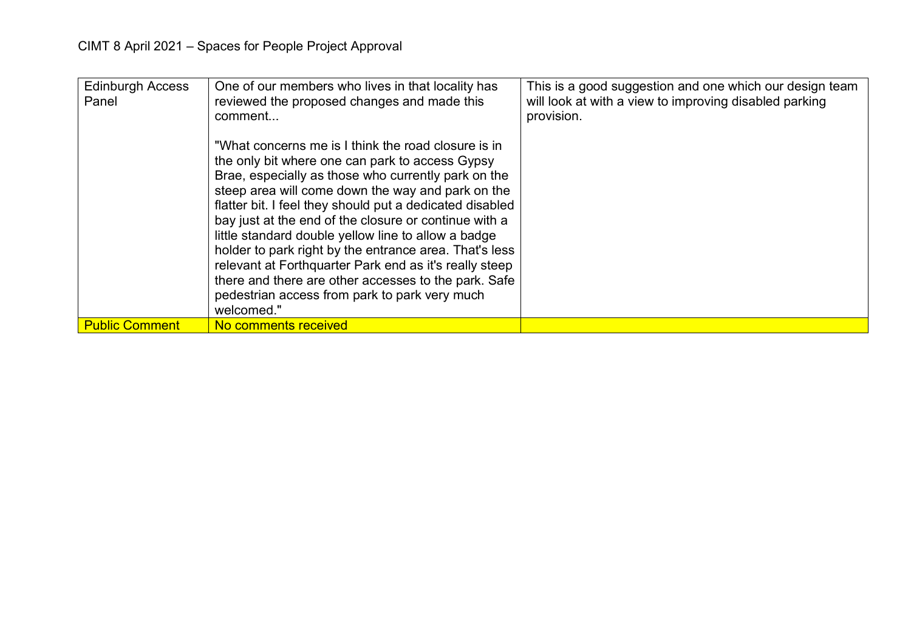| | | |
|---|---|---|
| Edinburgh Access Panel | One of our members who lives in that locality has reviewed the proposed changes and made this comment...<br><br>"What concerns me is I think the road closure is in the only bit where one can park to access Gypsy Brae, especially as those who currently park on the steep area will come down the way and park on the flatter bit. I feel they should put a dedicated disabled bay just at the end of the closure or continue with a little standard double yellow line to allow a badge holder to park right by the entrance area. That's less relevant at Forthquarter Park end as it's really steep there and there are other accesses to the park. Safe pedestrian access from park to park very much welcomed." | This is a good suggestion and one which our design team will look at with a view to improving disabled parking provision. |
| Public Comment | No comments received | |